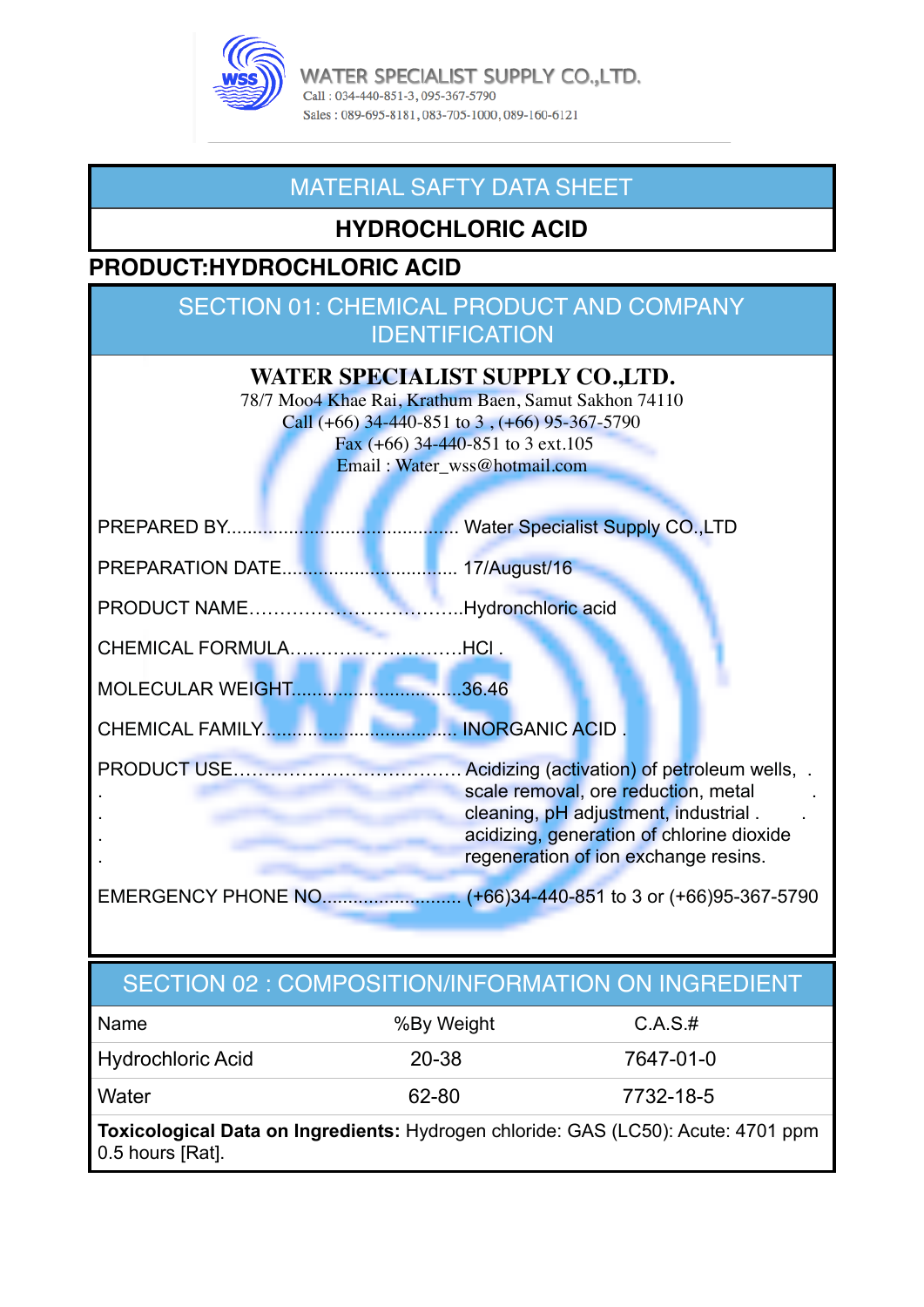WATER SPECIALIST SUPPLY CO.,LTD.
Call : 034-440-851-3, 095-367-5790
Sales : 089-695-8181, 083-705-1000, 089-160-6121

# MATERIAL SAFTY DATA SHEET

## HYDROCHLORIC ACID

**PRODUCT:HYDROCHLORIC ACID**

## SECTION 01: CHEMICAL PRODUCT AND COMPANY IDENTIFICATION

**WATER SPECIALIST SUPPLY CO.,LTD.**
78/7 Moo4 Khae Rai, Krathum Baen, Samut Sakhon 74110
Call (+66) 34-440-851 to 3 , (+66) 95-367-5790
Fax (+66) 34-440-851 to 3 ext.105
Email : Water_wss@hotmail.com

PREPARED BY............................................. Water Specialist Supply CO.,LTD

PREPARATION DATE................................. 17/August/16

PRODUCT NAME……………………………..Hydronchloric acid

CHEMICAL FORMULA………………………HCl .

MOLECULAR WEIGHT................................36.46

CHEMICAL FAMILY..................................... INORGANIC ACID .

PRODUCT USE……………………………… Acidizing (activation) of petroleum wells, scale removal, ore reduction, metal cleaning, pH adjustment, industrial acidizing, generation of chlorine dioxide regeneration of ion exchange resins.

EMERGENCY PHONE NO.......................... (+66)34-440-851 to 3 or (+66)95-367-5790

## SECTION 02 : COMPOSITION/INFORMATION ON INGREDIENT

| Name | %By Weight | C.A.S.# |
|---|---|---|
| Hydrochloric Acid | 20-38 | 7647-01-0 |
| Water | 62-80 | 7732-18-5 |

**Toxicological Data on Ingredients:** Hydrogen chloride: GAS (LC50): Acute: 4701 ppm 0.5 hours [Rat].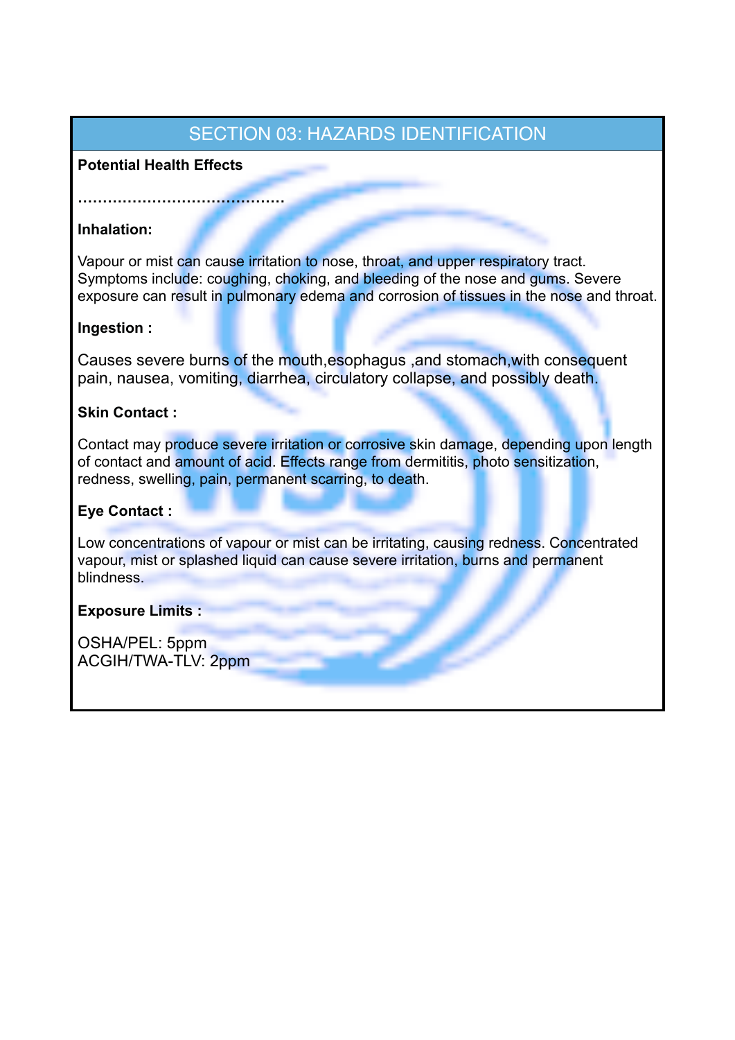## SECTION 03: HAZARDS IDENTIFICATION

**Potential Health Effects**

**……………………………………**

**Inhalation:**

Vapour or mist can cause irritation to nose, throat, and upper respiratory tract. Symptoms include: coughing, choking, and bleeding of the nose and gums. Severe exposure can result in pulmonary edema and corrosion of tissues in the nose and throat.

**Ingestion :**

Causes severe burns of the mouth,esophagus ,and stomach,with consequent pain, nausea, vomiting, diarrhea, circulatory collapse, and possibly death.

**Skin Contact :**

Contact may produce severe irritation or corrosive skin damage, depending upon length of contact and amount of acid. Effects range from dermititis, photo sensitization, redness, swelling, pain, permanent scarring, to death.

**Eye Contact :**

Low concentrations of vapour or mist can be irritating, causing redness. Concentrated vapour, mist or splashed liquid can cause severe irritation, burns and permanent blindness.

**Exposure Limits :**

OSHA/PEL: 5ppm
ACGIH/TWA-TLV: 2ppm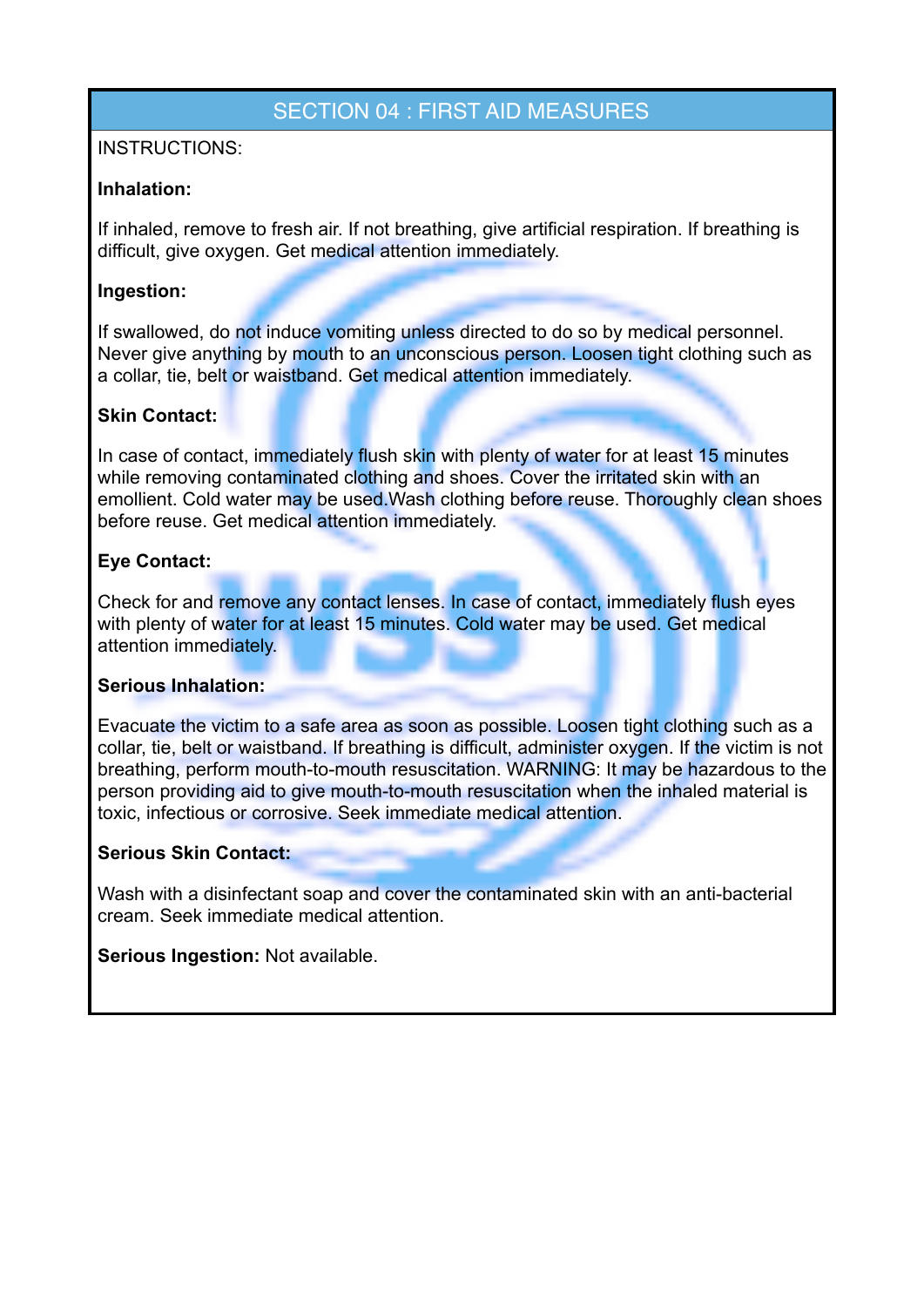## SECTION 04 : FIRST AID MEASURES

INSTRUCTIONS:

**Inhalation:**

If inhaled, remove to fresh air. If not breathing, give artificial respiration. If breathing is difficult, give oxygen. Get medical attention immediately.

**Ingestion:**

If swallowed, do not induce vomiting unless directed to do so by medical personnel. Never give anything by mouth to an unconscious person. Loosen tight clothing such as a collar, tie, belt or waistband. Get medical attention immediately.

**Skin Contact:**

In case of contact, immediately flush skin with plenty of water for at least 15 minutes while removing contaminated clothing and shoes. Cover the irritated skin with an emollient. Cold water may be used.Wash clothing before reuse. Thoroughly clean shoes before reuse. Get medical attention immediately.

**Eye Contact:**

Check for and remove any contact lenses. In case of contact, immediately flush eyes with plenty of water for at least 15 minutes. Cold water may be used. Get medical attention immediately.

**Serious Inhalation:**

Evacuate the victim to a safe area as soon as possible. Loosen tight clothing such as a collar, tie, belt or waistband. If breathing is difficult, administer oxygen. If the victim is not breathing, perform mouth-to-mouth resuscitation. WARNING: It may be hazardous to the person providing aid to give mouth-to-mouth resuscitation when the inhaled material is toxic, infectious or corrosive. Seek immediate medical attention.

**Serious Skin Contact:**

Wash with a disinfectant soap and cover the contaminated skin with an anti-bacterial cream. Seek immediate medical attention.

**Serious Ingestion:** Not available.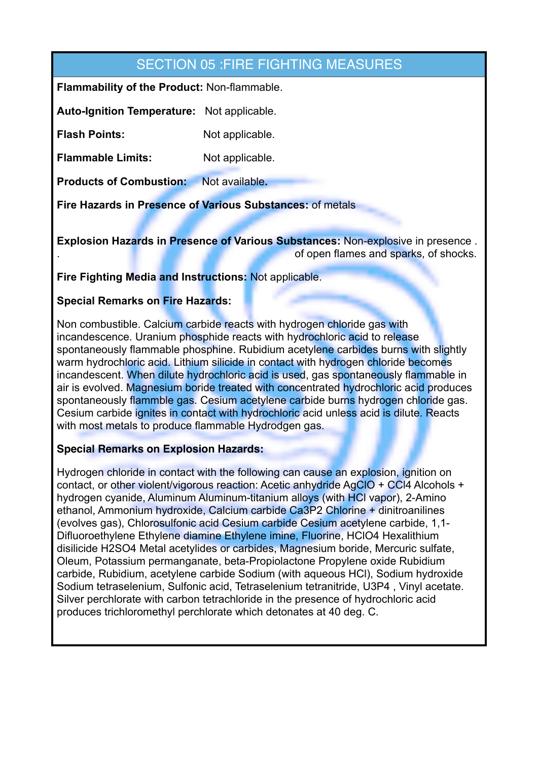## SECTION 05 :FIRE FIGHTING MEASURES

**Flammability of the Product:** Non-flammable.

**Auto-Ignition Temperature:** Not applicable.

**Flash Points:** Not applicable.

**Flammable Limits:** Not applicable.

**Products of Combustion:** Not available.

**Fire Hazards in Presence of Various Substances:** of metals

**Explosion Hazards in Presence of Various Substances:** Non-explosive in presence . . of open flames and sparks, of shocks.

**Fire Fighting Media and Instructions:** Not applicable.

**Special Remarks on Fire Hazards:**

Non combustible. Calcium carbide reacts with hydrogen chloride gas with incandescence. Uranium phosphide reacts with hydrochloric acid to release spontaneously flammable phosphine. Rubidium acetylene carbides burns with slightly warm hydrochloric acid. Lithium silicide in contact with hydrogen chloride becomes incandescent. When dilute hydrochloric acid is used, gas spontaneously flammable in air is evolved. Magnesium boride treated with concentrated hydrochloric acid produces spontaneously flammble gas. Cesium acetylene carbide burns hydrogen chloride gas. Cesium carbide ignites in contact with hydrochloric acid unless acid is dilute. Reacts with most metals to produce flammable Hydrodgen gas.

**Special Remarks on Explosion Hazards:**

Hydrogen chloride in contact with the following can cause an explosion, ignition on contact, or other violent/vigorous reaction: Acetic anhydride $AgClO$ + $CCl_4$ Alcohols + hydrogen cyanide, Aluminum Aluminum-titanium alloys (with HCl vapor), 2-Amino ethanol, Ammonium hydroxide, Calcium carbide $Ca_3P_2$ Chlorine + dinitroanilines (evolves gas), Chlorosulfonic acid Cesium carbide Cesium acetylene carbide, 1,1-Difluoroethylene Ethylene diamine Ethylene imine, Fluorine, $HClO_4$ Hexalithium disilicide $H_2SO_4$ Metal acetylides or carbides, Magnesium boride, Mercuric sulfate, Oleum, Potassium permanganate, beta-Propiolactone Propylene oxide Rubidium carbide, Rubidium, acetylene carbide Sodium (with aqueous HCl), Sodium hydroxide Sodium tetraselenium, Sulfonic acid, Tetraselenium tetranitride, $U_3P_4$ , Vinyl acetate. Silver perchlorate with carbon tetrachloride in the presence of hydrochloric acid produces trichloromethyl perchlorate which detonates at 40 deg. C.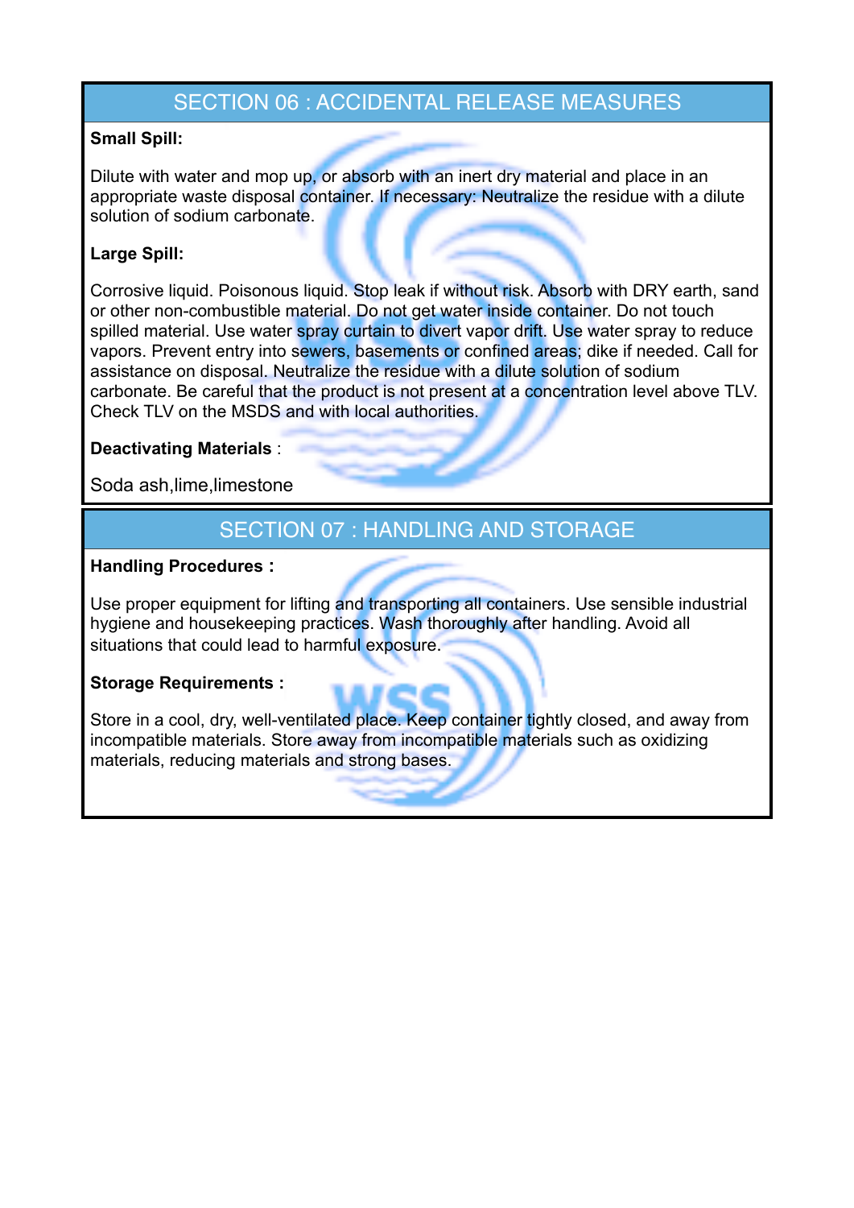## SECTION 06 : ACCIDENTAL RELEASE MEASURES

**Small Spill:**

Dilute with water and mop up, or absorb with an inert dry material and place in an appropriate waste disposal container. If necessary: Neutralize the residue with a dilute solution of sodium carbonate.

**Large Spill:**

Corrosive liquid. Poisonous liquid. Stop leak if without risk. Absorb with DRY earth, sand or other non-combustible material. Do not get water inside container. Do not touch spilled material. Use water spray curtain to divert vapor drift. Use water spray to reduce vapors. Prevent entry into sewers, basements or confined areas; dike if needed. Call for assistance on disposal. Neutralize the residue with a dilute solution of sodium carbonate. Be careful that the product is not present at a concentration level above TLV. Check TLV on the MSDS and with local authorities.

**Deactivating Materials** :

Soda ash,lime,limestone

## SECTION 07 : HANDLING AND STORAGE

**Handling Procedures :**

Use proper equipment for lifting and transporting all containers. Use sensible industrial hygiene and housekeeping practices. Wash thoroughly after handling. Avoid all situations that could lead to harmful exposure.

**Storage Requirements :**

Store in a cool, dry, well-ventilated place. Keep container tightly closed, and away from incompatible materials. Store away from incompatible materials such as oxidizing materials, reducing materials and strong bases.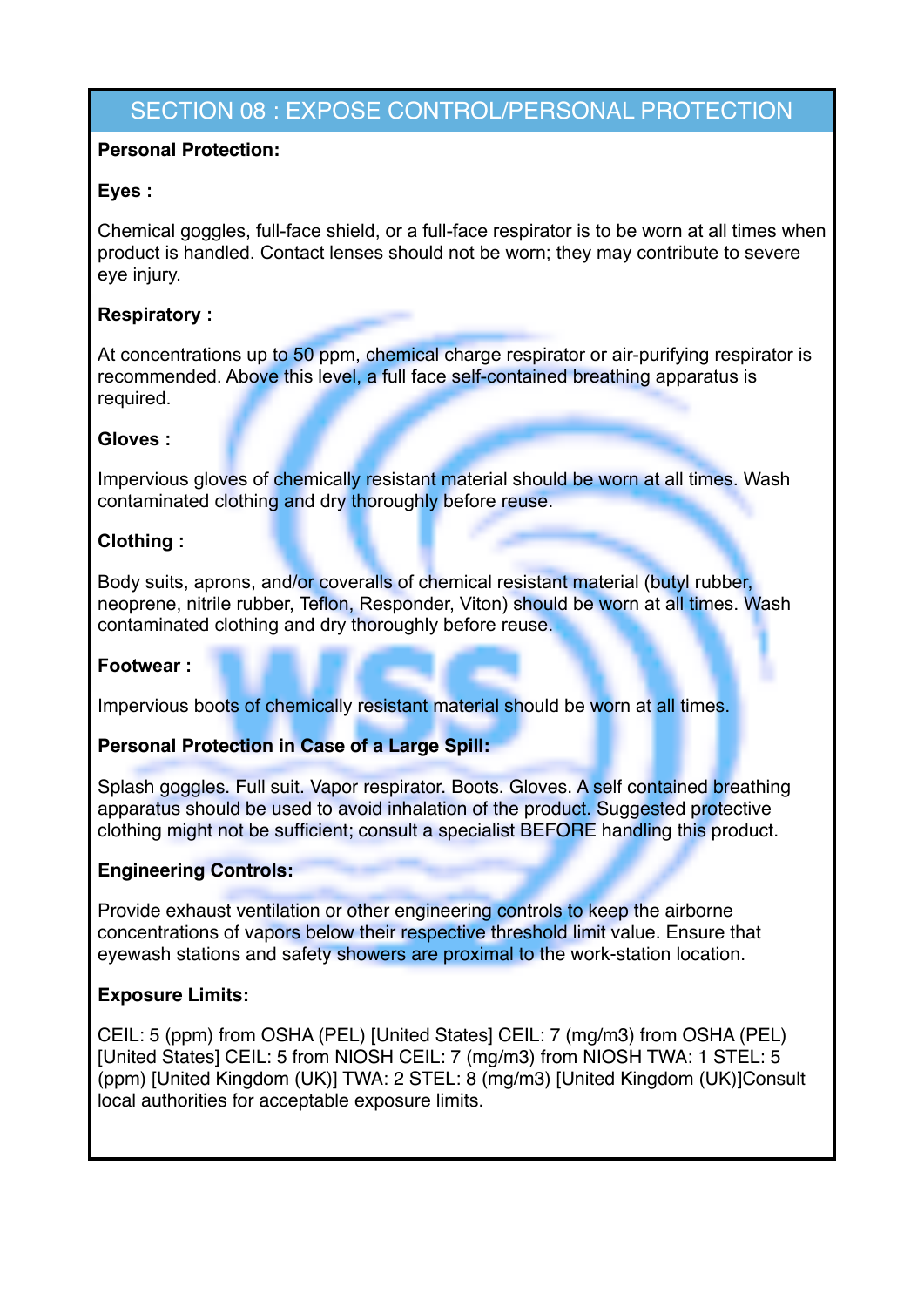## SECTION 08 : EXPOSE CONTROL/PERSONAL PROTECTION

**Personal Protection:**

**Eyes :**

Chemical goggles, full-face shield, or a full-face respirator is to be worn at all times when product is handled. Contact lenses should not be worn; they may contribute to severe eye injury.

**Respiratory :**

At concentrations up to 50 ppm, chemical charge respirator or air-purifying respirator is recommended. Above this level, a full face self-contained breathing apparatus is required.

**Gloves :**

Impervious gloves of chemically resistant material should be worn at all times. Wash contaminated clothing and dry thoroughly before reuse.

**Clothing :**

Body suits, aprons, and/or coveralls of chemical resistant material (butyl rubber, neoprene, nitrile rubber, Teflon, Responder, Viton) should be worn at all times. Wash contaminated clothing and dry thoroughly before reuse.

**Footwear :**

Impervious boots of chemically resistant material should be worn at all times.

**Personal Protection in Case of a Large Spill:**

Splash goggles. Full suit. Vapor respirator. Boots. Gloves. A self contained breathing apparatus should be used to avoid inhalation of the product. Suggested protective clothing might not be sufficient; consult a specialist BEFORE handling this product.

**Engineering Controls:**

Provide exhaust ventilation or other engineering controls to keep the airborne concentrations of vapors below their respective threshold limit value. Ensure that eyewash stations and safety showers are proximal to the work-station location.

**Exposure Limits:**

CEIL: 5 (ppm) from OSHA (PEL) [United States] CEIL: 7 (mg/m3) from OSHA (PEL) [United States] CEIL: 5 from NIOSH CEIL: 7 (mg/m3) from NIOSH TWA: 1 STEL: 5 (ppm) [United Kingdom (UK)] TWA: 2 STEL: 8 (mg/m3) [United Kingdom (UK)]Consult local authorities for acceptable exposure limits.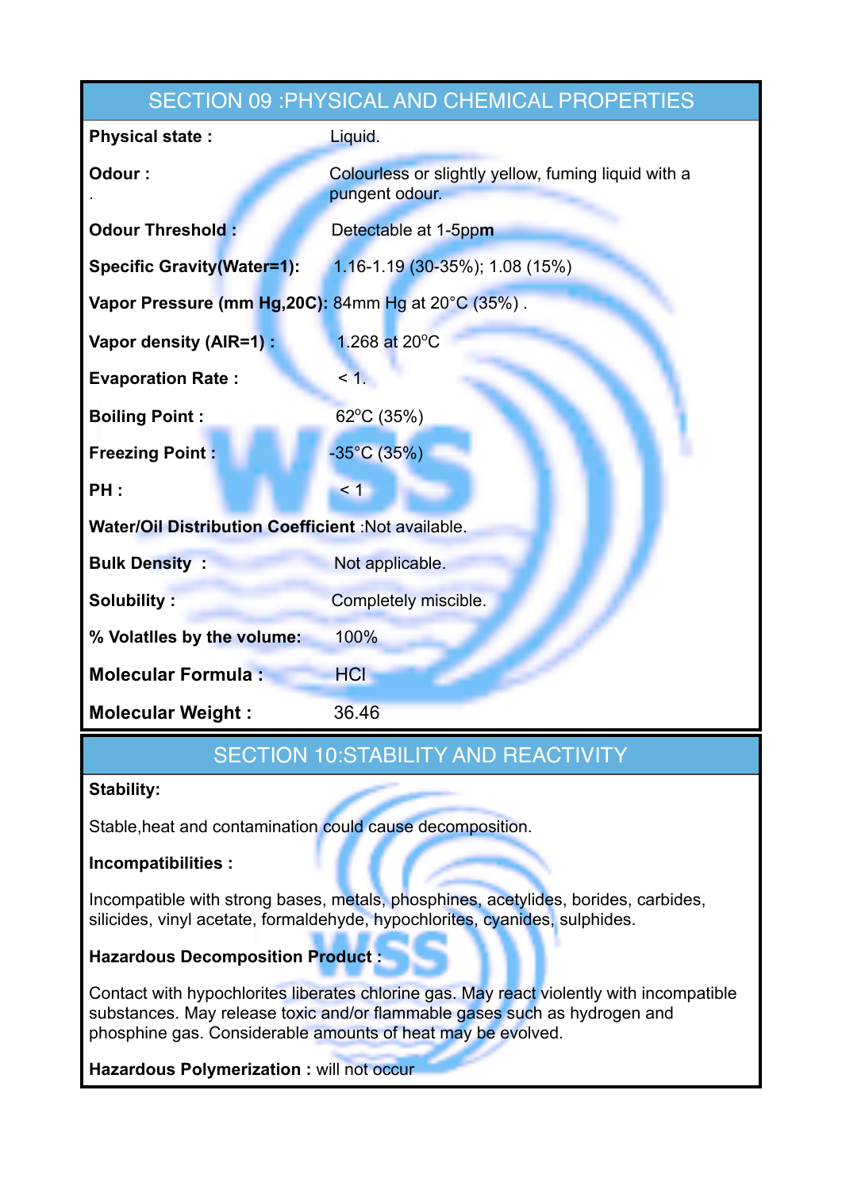## SECTION 09 :PHYSICAL AND CHEMICAL PROPERTIES

| | |
|---|---|
| **Physical state :** | Liquid. |
| **Odour :** . | Colourless or slightly yellow, fuming liquid with a pungent odour. |
| **Odour Threshold :** | Detectable at 1-5pp**m** |
| **Specific Gravity(Water=1):** | 1.16-1.19 (30-35%); 1.08 (15%) |
| **Vapor Pressure (mm Hg,20C):** | 84mm Hg at 20°C (35%) . |
| **Vapor density (AIR=1) :** | 1.268 at 20°C |
| **Evaporation Rate :** | < 1. |
| **Boiling Point :** | 62°C (35%) |
| **Freezing Point :** | -35°C (35%) |
| **PH :** | < 1 |
| **Water/Oil Distribution Coefficient** | :Not available. |
| **Bulk Density :** | Not applicable. |
| **Solubility :** | Completely miscible. |
| **% Volatlles by the volume:** | 100% |
| **Molecular Formula :** | HCl |
| **Molecular Weight :** | 36.46 |

## SECTION 10:STABILITY AND REACTIVITY

**Stability:**

Stable,heat and contamination could cause decomposition.

**Incompatibilities :**

Incompatible with strong bases, metals, phosphines, acetylides, borides, carbides, silicides, vinyl acetate, formaldehyde, hypochlorites, cyanides, sulphides.

**Hazardous Decomposition Product :**

Contact with hypochlorites liberates chlorine gas. May react violently with incompatible substances. May release toxic and/or flammable gases such as hydrogen and phosphine gas. Considerable amounts of heat may be evolved.

**Hazardous Polymerization :** will not occur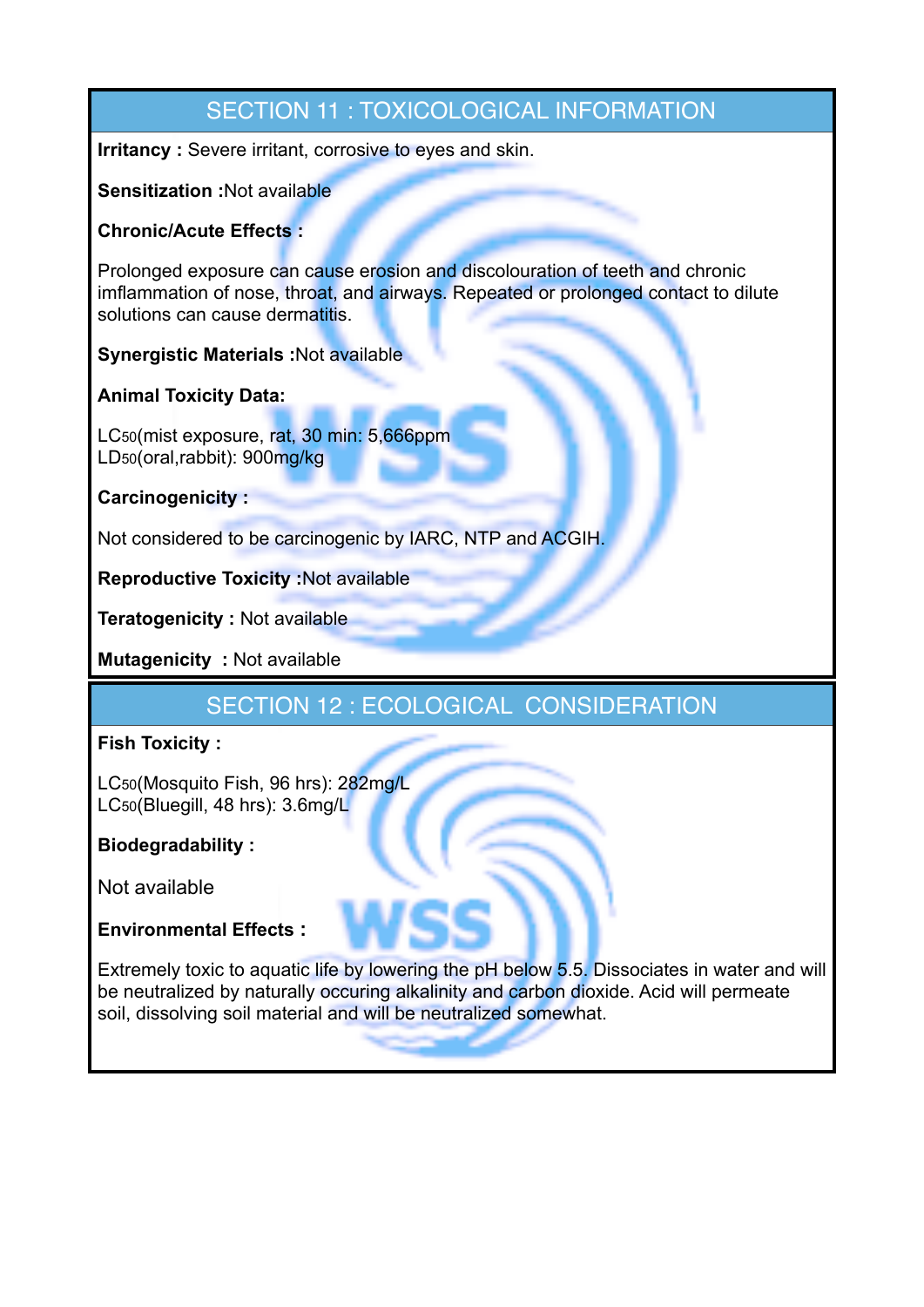## SECTION 11 : TOXICOLOGICAL INFORMATION

**Irritancy :** Severe irritant, corrosive to eyes and skin.

**Sensitization :**Not available

**Chronic/Acute Effects :**

Prolonged exposure can cause erosion and discolouration of teeth and chronic imflammation of nose, throat, and airways. Repeated or prolonged contact to dilute solutions can cause dermatitis.

**Synergistic Materials :**Not available

**Animal Toxicity Data:**

$LC_{50}$(mist exposure, rat, 30 min: 5,666ppm
$LD_{50}$(oral,rabbit): 900mg/kg

**Carcinogenicity :**

Not considered to be carcinogenic by IARC, NTP and ACGIH.

**Reproductive Toxicity :**Not available

**Teratogenicity :** Not available

**Mutagenicity :** Not available

## SECTION 12 : ECOLOGICAL CONSIDERATION

**Fish Toxicity :**

$LC_{50}$(Mosquito Fish, 96 hrs): 282mg/L
$LC_{50}$(Bluegill, 48 hrs): 3.6mg/L

**Biodegradability :**

Not available

**Environmental Effects :**

Extremely toxic to aquatic life by lowering the pH below 5.5. Dissociates in water and will be neutralized by naturally occuring alkalinity and carbon dioxide. Acid will permeate soil, dissolving soil material and will be neutralized somewhat.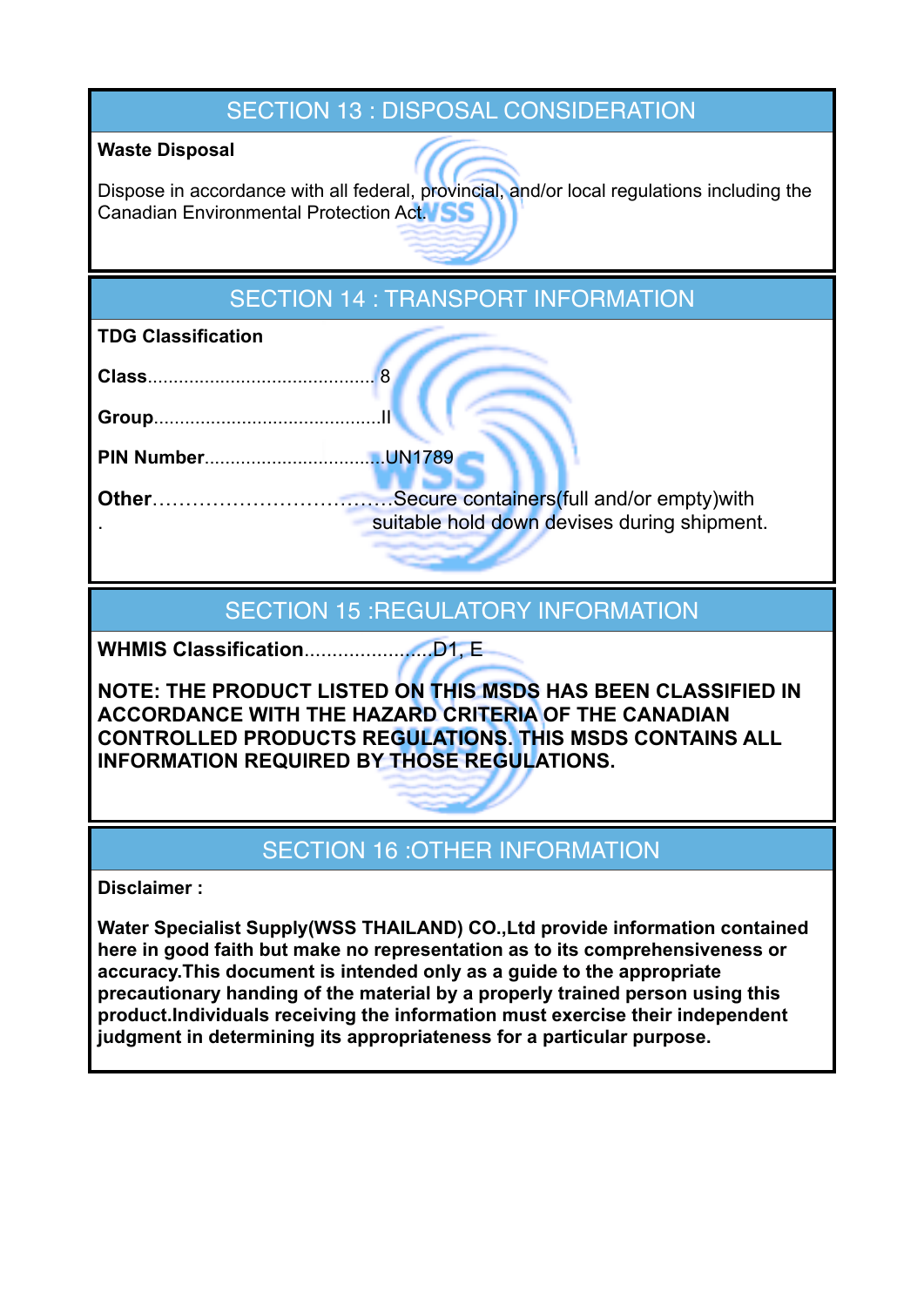## SECTION 13 : DISPOSAL CONSIDERATION

**Waste Disposal**

Dispose in accordance with all federal, provincial, and/or local regulations including the Canadian Environmental Protection Act.

## SECTION 14 : TRANSPORT INFORMATION

**TDG Classification**

**Class**............................................ 8

**Group**............................................II

**PIN Number**..................................UN1789

**Other**……………………………Secure containers(full and/or empty)with
. suitable hold down devises during shipment.

## SECTION 15 :REGULATORY INFORMATION

**WHMIS Classification**.......................D1, E

**NOTE: THE PRODUCT LISTED ON THIS MSDS HAS BEEN CLASSIFIED IN ACCORDANCE WITH THE HAZARD CRITERIA OF THE CANADIAN CONTROLLED PRODUCTS REGULATIONS. THIS MSDS CONTAINS ALL INFORMATION REQUIRED BY THOSE REGULATIONS.**

## SECTION 16 :OTHER INFORMATION

**Disclaimer :**

**Water Specialist Supply(WSS THAILAND) CO.,Ltd provide information contained here in good faith but make no representation as to its comprehensiveness or accuracy.This document is intended only as a guide to the appropriate precautionary handing of the material by a properly trained person using this product.Individuals receiving the information must exercise their independent judgment in determining its appropriateness for a particular purpose.**